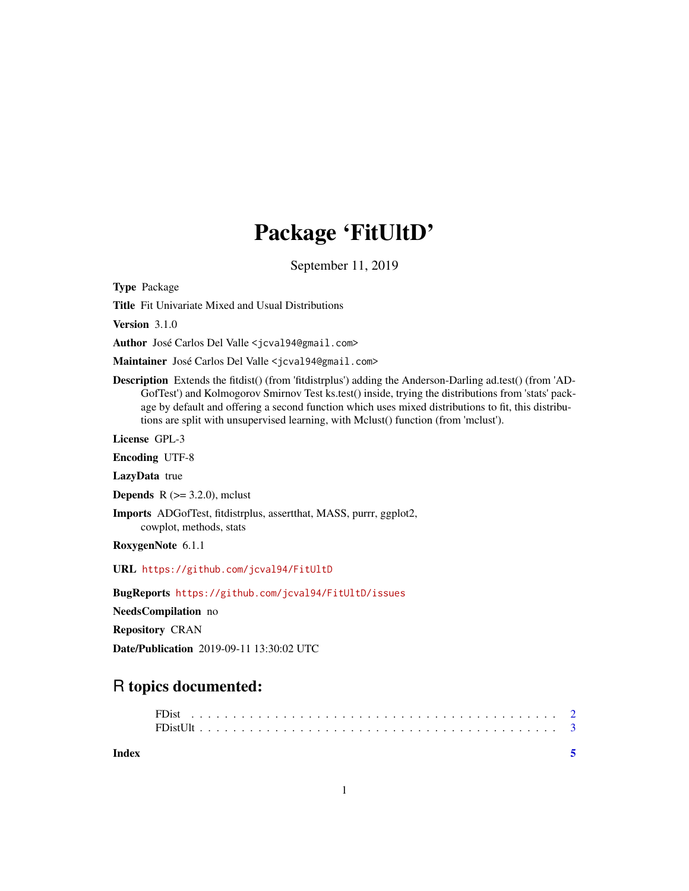# Package 'FitUltD'

September 11, 2019

**Type** Package

**Title** Fit Univariate Mixed and Usual Distributions

**Version** 3.1.0

**Author** José Carlos Del Valle <jcval94@gmail.com>

**Maintainer** José Carlos Del Valle <jcval94@gmail.com>

**Description** Extends the fitdist() (from 'fitdistrplus') adding the Anderson-Darling ad.test() (from 'ADGofTest') and Kolmogorov Smirnov Test ks.test() inside, trying the distributions from 'stats' package by default and offering a second function which uses mixed distributions to fit, this distributions are split with unsupervised learning, with Mclust() function (from 'mclust').

**License** GPL-3

**Encoding** UTF-8

**LazyData** true

**Depends** R (>= 3.2.0), mclust

**Imports** ADGofTest, fitdistrplus, assertthat, MASS, purrr, ggplot2, cowplot, methods, stats

**RoxygenNote** 6.1.1

**URL** https://github.com/jcval94/FitUltD

**BugReports** https://github.com/jcval94/FitUltD/issues

**NeedsCompilation** no

**Repository** CRAN

**Date/Publication** 2019-09-11 13:30:02 UTC

## R topics documented:

FDist . . . . . . . . . . . . . . . . . . . . . . . . . . . . . . . . . . . . . . . . . . 2
FDistUlt . . . . . . . . . . . . . . . . . . . . . . . . . . . . . . . . . . . . . . . . . 3

**Index** 5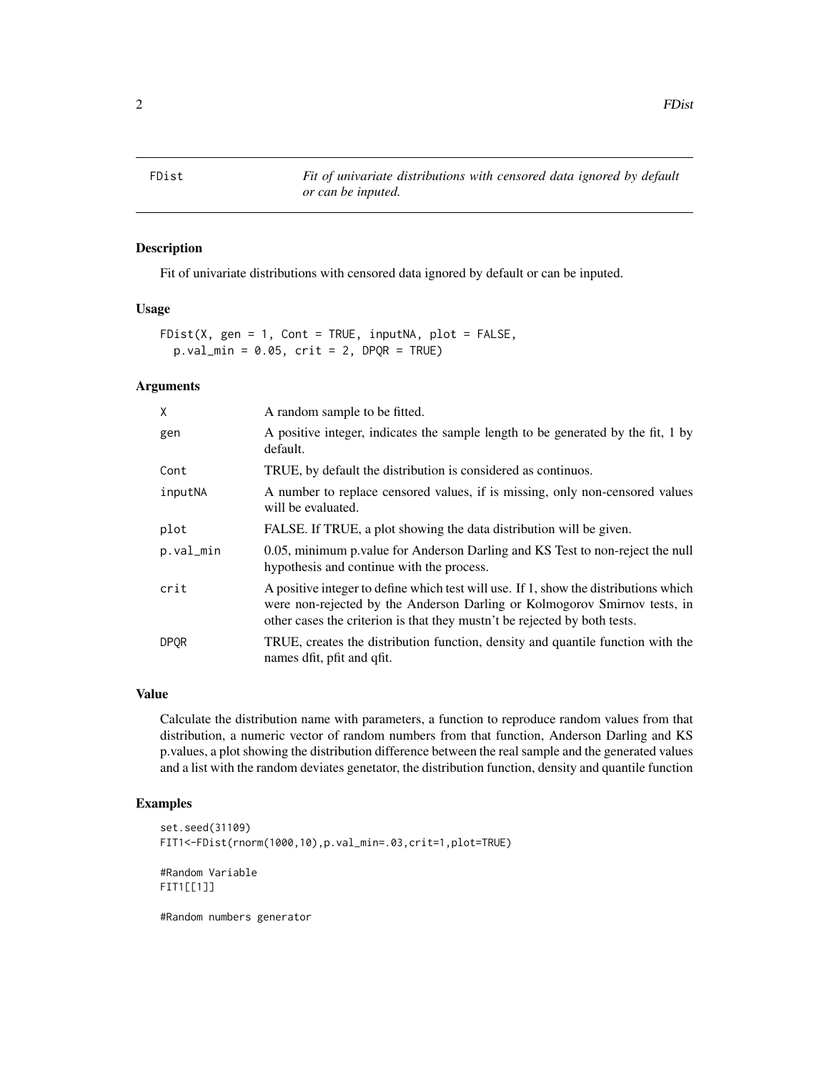FDist — *Fit of univariate distributions with censored data ignored by default or can be inputed.*

## Description

Fit of univariate distributions with censored data ignored by default or can be inputed.

## Usage

```
FDist(X, gen = 1, Cont = TRUE, inputNA, plot = FALSE,
  p.val_min = 0.05, crit = 2, DPQR = TRUE)
```

## Arguments

| Argument | Description |
|---|---|
| X | A random sample to be fitted. |
| gen | A positive integer, indicates the sample length to be generated by the fit, 1 by default. |
| Cont | TRUE, by default the distribution is considered as continuos. |
| inputNA | A number to replace censored values, if is missing, only non-censored values will be evaluated. |
| plot | FALSE. If TRUE, a plot showing the data distribution will be given. |
| p.val_min | 0.05, minimum p.value for Anderson Darling and KS Test to non-reject the null hypothesis and continue with the process. |
| crit | A positive integer to define which test will use. If 1, show the distributions which were non-rejected by the Anderson Darling or Kolmogorov Smirnov tests, in other cases the criterion is that they mustn't be rejected by both tests. |
| DPQR | TRUE, creates the distribution function, density and quantile function with the names dfit, pfit and qfit. |

## Value

Calculate the distribution name with parameters, a function to reproduce random values from that distribution, a numeric vector of random numbers from that function, Anderson Darling and KS p.values, a plot showing the distribution difference between the real sample and the generated values and a list with the random deviates genetator, the distribution function, density and quantile function

## Examples

```
set.seed(31109)
FIT1<-FDist(rnorm(1000,10),p.val_min=.03,crit=1,plot=TRUE)

#Random Variable
FIT1[[1]]

#Random numbers generator
```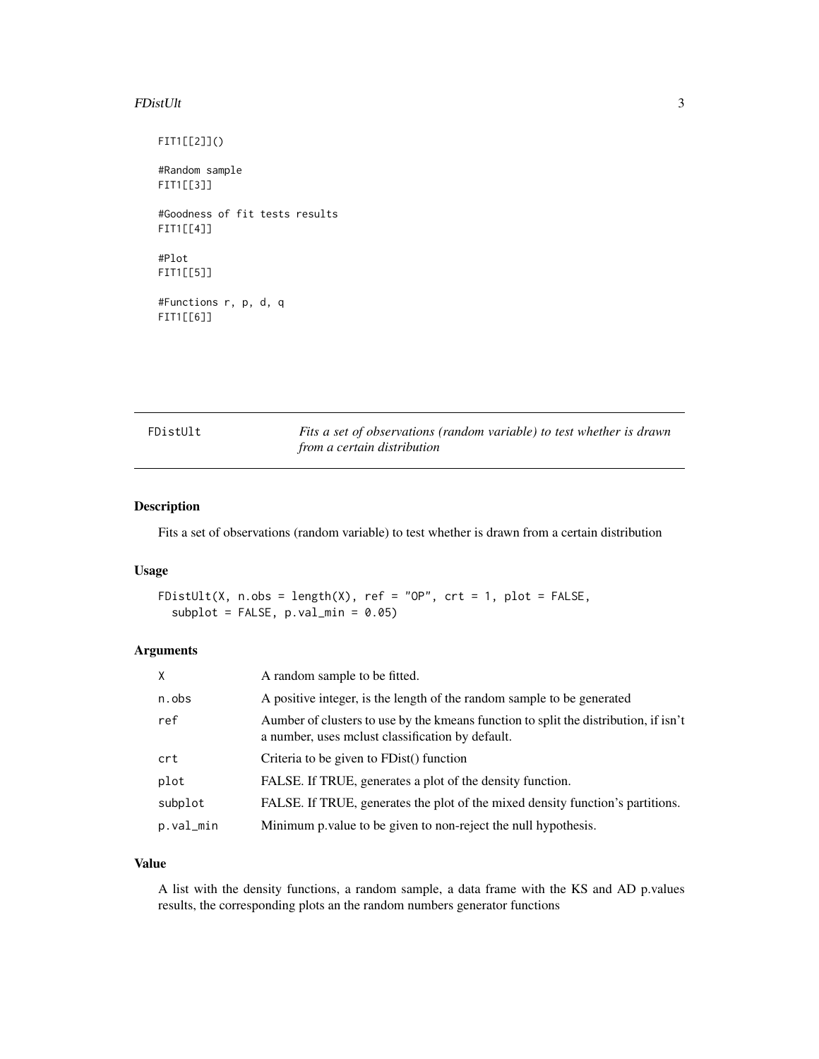```
FIT1[[2]]()

#Random sample
FIT1[[3]]

#Goodness of fit tests results
FIT1[[4]]

#Plot
FIT1[[5]]

#Functions r, p, d, q
FIT1[[6]]
```

---

## FDistUlt — *Fits a set of observations (random variable) to test whether is drawn from a certain distribution*

### Description

Fits a set of observations (random variable) to test whether is drawn from a certain distribution

### Usage

```
FDistUlt(X, n.obs = length(X), ref = "OP", crt = 1, plot = FALSE,
  subplot = FALSE, p.val_min = 0.05)
```

### Arguments

| | |
|---|---|
| X | A random sample to be fitted. |
| n.obs | A positive integer, is the length of the random sample to be generated |
| ref | Aumber of clusters to use by the kmeans function to split the distribution, if isn't a number, uses mclust classification by default. |
| crt | Criteria to be given to FDist() function |
| plot | FALSE. If TRUE, generates a plot of the density function. |
| subplot | FALSE. If TRUE, generates the plot of the mixed density function's partitions. |
| p.val_min | Minimum p.value to be given to non-reject the null hypothesis. |

### Value

A list with the density functions, a random sample, a data frame with the KS and AD p.values results, the corresponding plots an the random numbers generator functions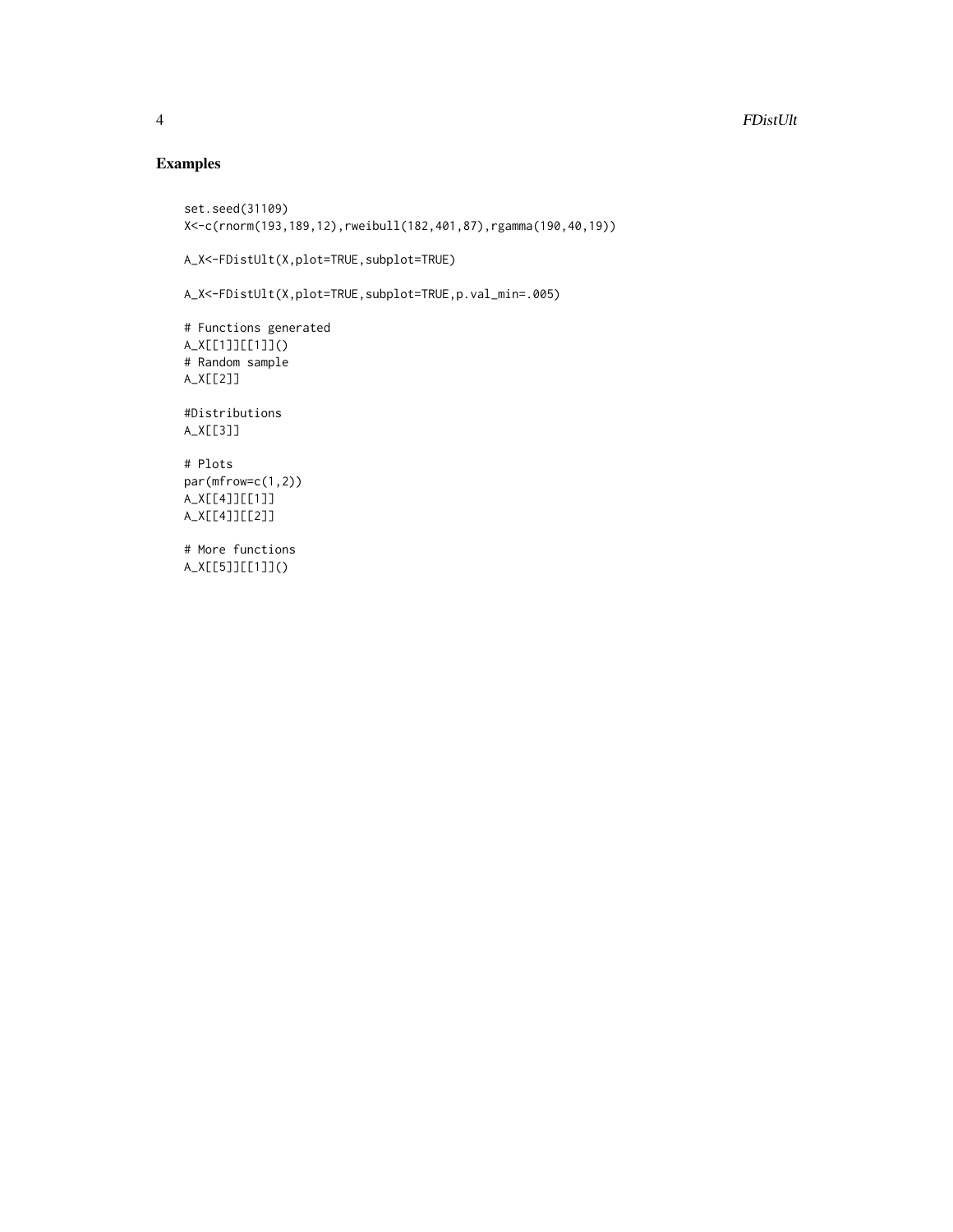## Examples

```
set.seed(31109)
X<-c(rnorm(193,189,12),rweibull(182,401,87),rgamma(190,40,19))

A_X<-FDistUlt(X,plot=TRUE,subplot=TRUE)

A_X<-FDistUlt(X,plot=TRUE,subplot=TRUE,p.val_min=.005)

# Functions generated
A_X[[1]][[1]]()
# Random sample
A_X[[2]]

#Distributions
A_X[[3]]

# Plots
par(mfrow=c(1,2))
A_X[[4]][[1]]
A_X[[4]][[2]]

# More functions
A_X[[5]][[1]]()
```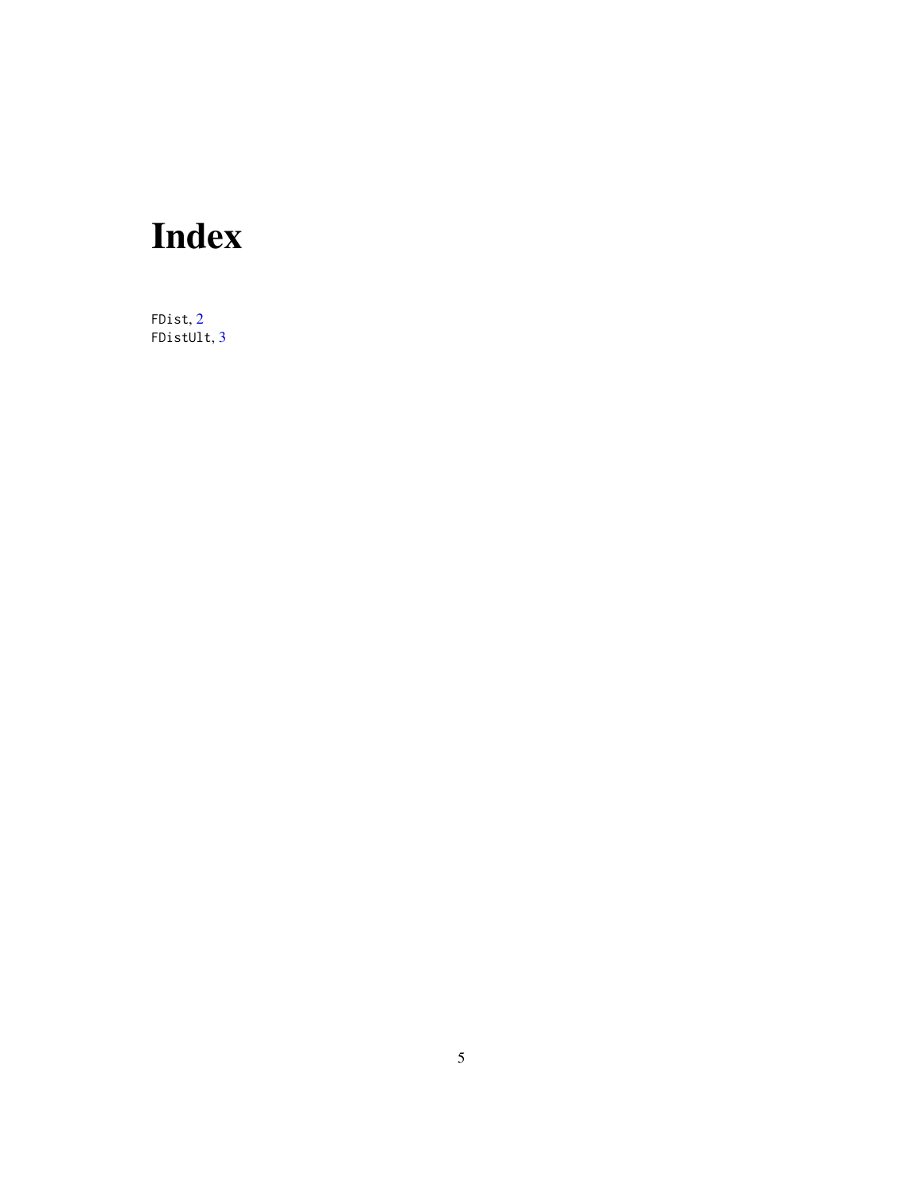# Index

FDist, 2
FDistUlt, 3